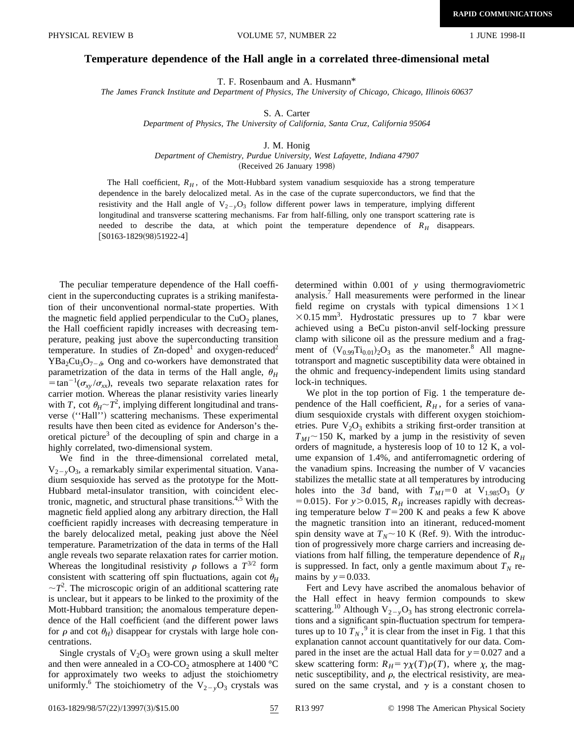RAPID COMMUNICATIONS

# Temperature dependence of the Hall angle in a correlated three-dimensional metal

T. F. Rosenbaum and A. Husmann*

*The James Franck Institute and Department of Physics, The University of Chicago, Chicago, Illinois 60637*

S. A. Carter

*Department of Physics, The University of California, Santa Cruz, California 95064*

J. M. Honig

*Department of Chemistry, Purdue University, West Lafayette, Indiana 47907*

(Received 26 January 1998)

The Hall coefficient, $R_H$, of the Mott-Hubbard system vanadium sesquioxide has a strong temperature dependence in the barely delocalized metal. As in the case of the cuprate superconductors, we find that the resistivity and the Hall angle of $V_{2-y}O_3$ follow different power laws in temperature, implying different longitudinal and transverse scattering mechanisms. Far from half-filling, only one transport scattering rate is needed to describe the data, at which point the temperature dependence of $R_H$ disappears. [S0163-1829(98)51922-4]

The peculiar temperature dependence of the Hall coefficient in the superconducting cuprates is a striking manifestation of their unconventional normal-state properties. With the magnetic field applied perpendicular to the $CuO_2$ planes, the Hall coefficient rapidly increases with decreasing temperature, peaking just above the superconducting transition temperature. In studies of Zn-doped[1] and oxygen-reduced[2] $YBa_2Cu_3O_{7-\delta}$, Ong and co-workers have demonstrated that parametrization of the data in terms of the Hall angle, $\theta_H = \tan^{-1}(\sigma_{xy}/\sigma_{xx})$, reveals two separate relaxation rates for carrier motion. Whereas the planar resistivity varies linearly with $T$, $\cot\theta_H \sim T^2$, implying different longitudinal and transverse (''Hall'') scattering mechanisms. These experimental results have then been cited as evidence for Anderson's theoretical picture[3] of the decoupling of spin and charge in a highly correlated, two-dimensional system.

We find in the three-dimensional correlated metal, $V_{2-y}O_3$, a remarkably similar experimental situation. Vanadium sesquioxide has served as the prototype for the Mott-Hubbard metal-insulator transition, with coincident electronic, magnetic, and structural phase transitions.[4,5] With the magnetic field applied along any arbitrary direction, the Hall coefficient rapidly increases with decreasing temperature in the barely delocalized metal, peaking just above the Néel temperature. Parametrization of the data in terms of the Hall angle reveals two separate relaxation rates for carrier motion. Whereas the longitudinal resistivity $\rho$ follows a $T^{3/2}$ form consistent with scattering off spin fluctuations, again $\cot\theta_H \sim T^2$. The microscopic origin of an additional scattering rate is unclear, but it appears to be linked to the proximity of the Mott-Hubbard transition; the anomalous temperature dependence of the Hall coefficient (and the different power laws for $\rho$ and $\cot\theta_H$) disappear for crystals with large hole concentrations.

Single crystals of $V_2O_3$ were grown using a skull melter and then were annealed in a CO-$CO_2$ atmosphere at 1400 °C for approximately two weeks to adjust the stoichiometry uniformly.[6] The stoichiometry of the $V_{2-y}O_3$ crystals was determined within 0.001 of $y$ using thermogravimetric analysis.[7] Hall measurements were performed in the linear field regime on crystals with typical dimensions $1\times1\times0.15\ \mathrm{mm}^3$. Hydrostatic pressures up to 7 kbar were achieved using a BeCu piston-anvil self-locking pressure clamp with silicone oil as the pressure medium and a fragment of $(V_{0.99}Ti_{0.01})_2O_3$ as the manometer.[8] All magnetotransport and magnetic susceptibility data were obtained in the ohmic and frequency-independent limits using standard lock-in techniques.

We plot in the top portion of Fig. 1 the temperature dependence of the Hall coefficient, $R_H$, for a series of vanadium sesquioxide crystals with different oxygen stoichiometries. Pure $V_2O_3$ exhibits a striking first-order transition at $T_{MI} \sim 150$ K, marked by a jump in the resistivity of seven orders of magnitude, a hysteresis loop of 10 to 12 K, a volume expansion of 1.4%, and antiferromagnetic ordering of the vanadium spins. Increasing the number of V vacancies stabilizes the metallic state at all temperatures by introducing holes into the $3d$ band, with $T_{MI}=0$ at $V_{1.985}O_3$ ($y=0.015$). For $y>0.015$, $R_H$ increases rapidly with decreasing temperature below $T=200$ K and peaks a few K above the magnetic transition into an itinerant, reduced-moment spin density wave at $T_N \sim 10$ K (Ref. 9). With the introduction of progressively more charge carriers and increasing deviations from half filling, the temperature dependence of $R_H$ is suppressed. In fact, only a gentle maximum about $T_N$ remains by $y=0.033$.

Fert and Levy have ascribed the anomalous behavior of the Hall effect in heavy fermion compounds to skew scattering.[10] Although $V_{2-y}O_3$ has strong electronic correlations and a significant spin-fluctuation spectrum for temperatures up to 10 $T_N$,[9] it is clear from the inset in Fig. 1 that this explanation cannot account quantitatively for our data. Compared in the inset are the actual Hall data for $y=0.027$ and a skew scattering form: $R_H = \gamma\chi(T)\rho(T)$, where $\chi$, the magnetic susceptibility, and $\rho$, the electrical resistivity, are measured on the same crystal, and $\gamma$ is a constant chosen to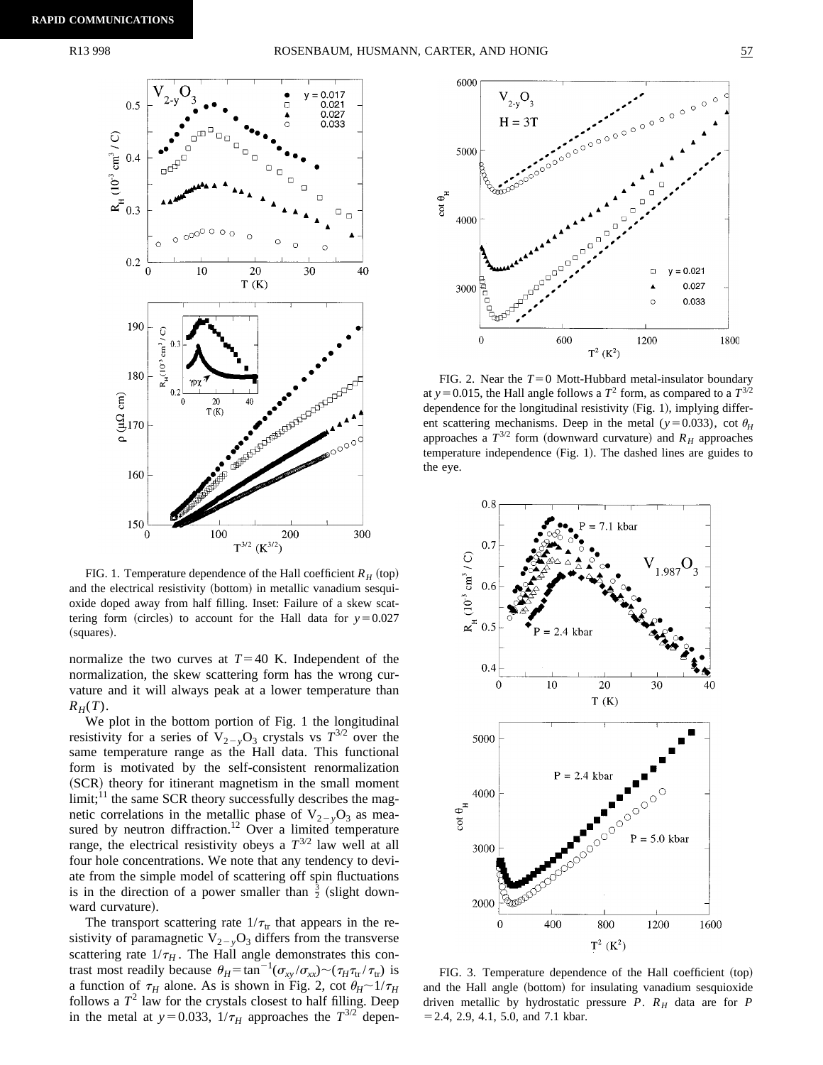FIG. 1. Temperature dependence of the Hall coefficient $R_H$ (top) and the electrical resistivity (bottom) in metallic vanadium sesquioxide doped away from half filling. Inset: Failure of a skew scattering form (circles) to account for the Hall data for $y=0.027$ (squares).

normalize the two curves at $T=40$ K. Independent of the normalization, the skew scattering form has the wrong curvature and it will always peak at a lower temperature than $R_H(T)$.

We plot in the bottom portion of Fig. 1 the longitudinal resistivity for a series of $V_{2-y}O_3$ crystals vs $T^{3/2}$ over the same temperature range as the Hall data. This functional form is motivated by the self-consistent renormalization (SCR) theory for itinerant magnetism in the small moment limit;[11] the same SCR theory successfully describes the magnetic correlations in the metallic phase of $V_{2-y}O_3$ as measured by neutron diffraction.[12] Over a limited temperature range, the electrical resistivity obeys a $T^{3/2}$ law well at all four hole concentrations. We note that any tendency to deviate from the simple model of scattering off spin fluctuations is in the direction of a power smaller than $\frac{3}{2}$ (slight downward curvature).

The transport scattering rate $1/\tau_{tr}$ that appears in the resistivity of paramagnetic $V_{2-y}O_3$ differs from the transverse scattering rate $1/\tau_H$. The Hall angle demonstrates this contrast most readily because $\theta_H = \tan^{-1}(\sigma_{xy}/\sigma_{xx}) \sim (\tau_H \tau_{tr}/\tau_{tr})$ is a function of $\tau_H$ alone. As is shown in Fig. 2, cot $\theta_H \sim 1/\tau_H$ follows a $T^2$ law for the crystals closest to half filling. Deep in the metal at $y=0.033$, $1/\tau_H$ approaches the $T^{3/2}$ depen-

FIG. 2. Near the $T=0$ Mott-Hubbard metal-insulator boundary at $y=0.015$, the Hall angle follows a $T^2$ form, as compared to a $T^{3/2}$ dependence for the longitudinal resistivity (Fig. 1), implying different scattering mechanisms. Deep in the metal ($y=0.033$), cot $\theta_H$ approaches a $T^{3/2}$ form (downward curvature) and $R_H$ approaches temperature independence (Fig. 1). The dashed lines are guides to the eye.

FIG. 3. Temperature dependence of the Hall coefficient (top) and the Hall angle (bottom) for insulating vanadium sesquioxide driven metallic by hydrostatic pressure $P$. $R_H$ data are for $P = 2.4$, 2.9, 4.1, 5.0, and 7.1 kbar.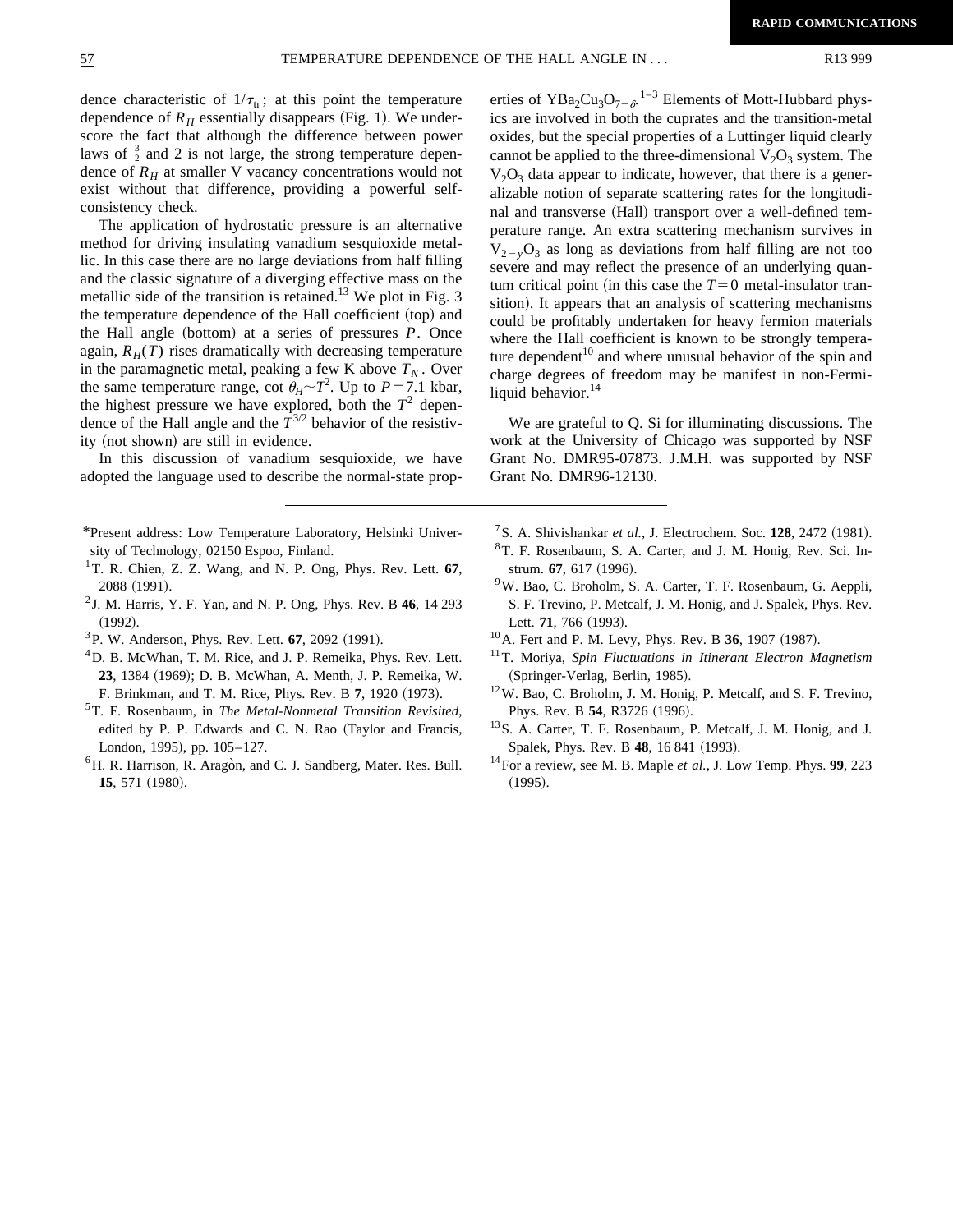dence characteristic of $1/\tau_{tr}$; at this point the temperature dependence of $R_H$ essentially disappears (Fig. 1). We underscore the fact that although the difference between power laws of $\frac{3}{2}$ and 2 is not large, the strong temperature dependence of $R_H$ at smaller V vacancy concentrations would not exist without that difference, providing a powerful self-consistency check.

The application of hydrostatic pressure is an alternative method for driving insulating vanadium sesquioxide metallic. In this case there are no large deviations from half filling and the classic signature of a diverging effective mass on the metallic side of the transition is retained.[13] We plot in Fig. 3 the temperature dependence of the Hall coefficient (top) and the Hall angle (bottom) at a series of pressures $P$. Once again, $R_H(T)$ rises dramatically with decreasing temperature in the paramagnetic metal, peaking a few K above $T_N$. Over the same temperature range, $\cot \theta_H \sim T^2$. Up to $P = 7.1$ kbar, the highest pressure we have explored, both the $T^2$ dependence of the Hall angle and the $T^{3/2}$ behavior of the resistivity (not shown) are still in evidence.

In this discussion of vanadium sesquioxide, we have adopted the language used to describe the normal-state properties of $YBa_2Cu_3O_{7-\delta}$.[1–3] Elements of Mott-Hubbard physics are involved in both the cuprates and the transition-metal oxides, but the special properties of a Luttinger liquid clearly cannot be applied to the three-dimensional $V_2O_3$ system. The $V_2O_3$ data appear to indicate, however, that there is a generalizable notion of separate scattering rates for the longitudinal and transverse (Hall) transport over a well-defined temperature range. An extra scattering mechanism survives in $V_{2-y}O_3$ as long as deviations from half filling are not too severe and may reflect the presence of an underlying quantum critical point (in this case the $T=0$ metal-insulator transition). It appears that an analysis of scattering mechanisms could be profitably undertaken for heavy fermion materials where the Hall coefficient is known to be strongly temperature dependent[10] and where unusual behavior of the spin and charge degrees of freedom may be manifest in non-Fermi-liquid behavior.[14]

We are grateful to Q. Si for illuminating discussions. The work at the University of Chicago was supported by NSF Grant No. DMR95-07873. J.M.H. was supported by NSF Grant No. DMR96-12130.

---

*Present address: Low Temperature Laboratory, Helsinki University of Technology, 02150 Espoo, Finland.

[1] T. R. Chien, Z. Z. Wang, and N. P. Ong, Phys. Rev. Lett. **67**, 2088 (1991).

[2] J. M. Harris, Y. F. Yan, and N. P. Ong, Phys. Rev. B **46**, 14 293 (1992).

[3] P. W. Anderson, Phys. Rev. Lett. **67**, 2092 (1991).

[4] D. B. McWhan, T. M. Rice, and J. P. Remeika, Phys. Rev. Lett. **23**, 1384 (1969); D. B. McWhan, A. Menth, J. P. Remeika, W. F. Brinkman, and T. M. Rice, Phys. Rev. B **7**, 1920 (1973).

[5] T. F. Rosenbaum, in *The Metal-Nonmetal Transition Revisited*, edited by P. P. Edwards and C. N. Rao (Taylor and Francis, London, 1995), pp. 105–127.

[6] H. R. Harrison, R. Aragòn, and C. J. Sandberg, Mater. Res. Bull. **15**, 571 (1980).

[7] S. A. Shivishankar *et al.*, J. Electrochem. Soc. **128**, 2472 (1981).

[8] T. F. Rosenbaum, S. A. Carter, and J. M. Honig, Rev. Sci. Instrum. **67**, 617 (1996).

[9] W. Bao, C. Broholm, S. A. Carter, T. F. Rosenbaum, G. Aeppli, S. F. Trevino, P. Metcalf, J. M. Honig, and J. Spalek, Phys. Rev. Lett. **71**, 766 (1993).

[10] A. Fert and P. M. Levy, Phys. Rev. B **36**, 1907 (1987).

[11] T. Moriya, *Spin Fluctuations in Itinerant Electron Magnetism* (Springer-Verlag, Berlin, 1985).

[12] W. Bao, C. Broholm, J. M. Honig, P. Metcalf, and S. F. Trevino, Phys. Rev. B **54**, R3726 (1996).

[13] S. A. Carter, T. F. Rosenbaum, P. Metcalf, J. M. Honig, and J. Spalek, Phys. Rev. B **48**, 16 841 (1993).

[14] For a review, see M. B. Maple *et al.*, J. Low Temp. Phys. **99**, 223 (1995).